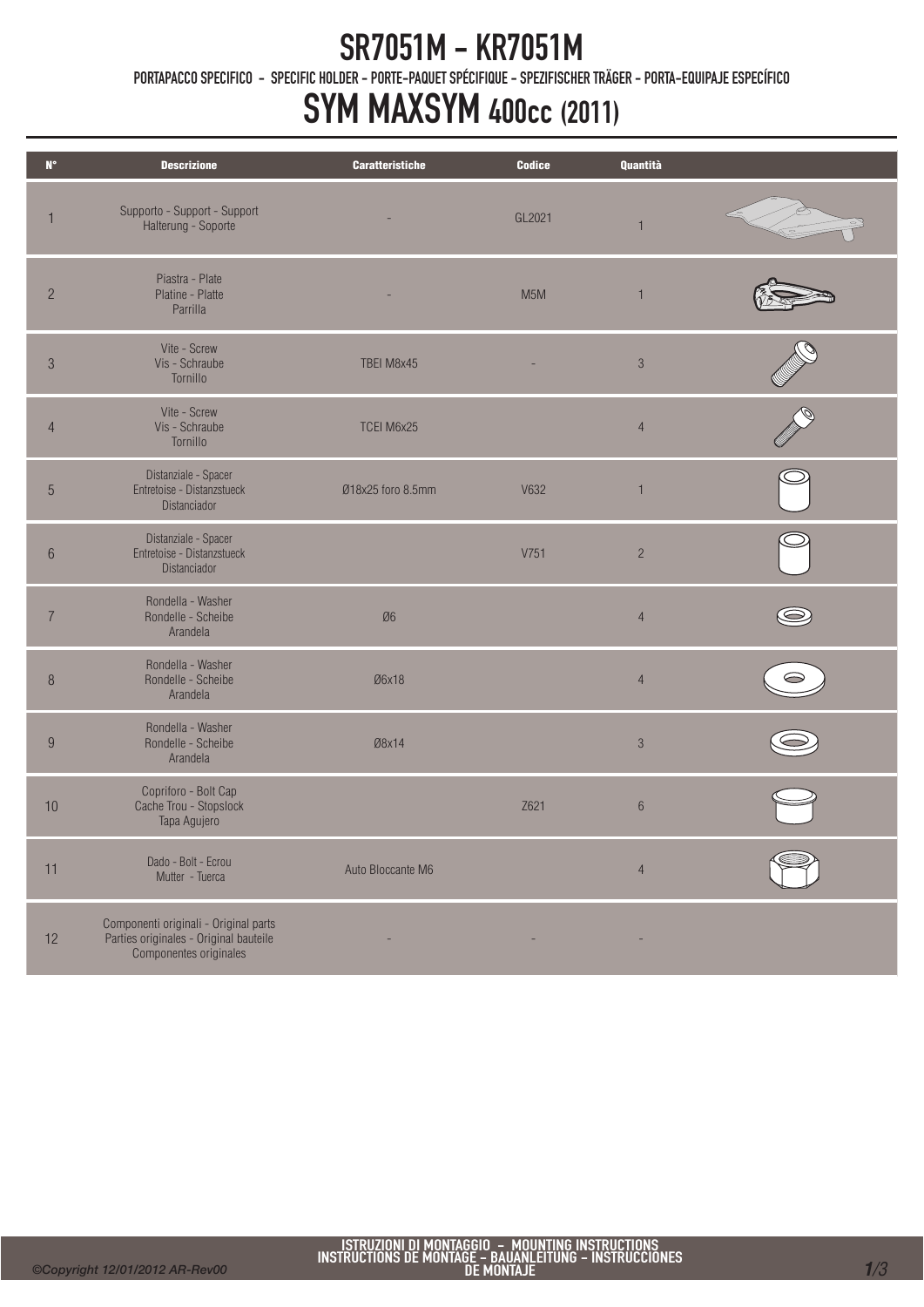# SR7051M - KR7051M

PORTAPACCO SPECIFICO - SPECIFIC HOLDER - PORTE-PAQUET SPÉCIFIQUE - SPEZIFISCHER TRÄGER - PORTA-EQUIPAJE ESPECÍFICO

# SYM MAXSYM 400cc (2011)

| N° | Descrizione | Caratteristiche | Codice | Quantità |
|---|---|---|---|---|
| 1 | Supporto - Support - Support Halterung - Soporte | - | GL2021 | 1 |
| 2 | Piastra - Plate Platine - Platte Parrilla | - | M5M | 1 |
| 3 | Vite - Screw Vis - Schraube Tornillo | TBEI M8x45 | - | 3 |
| 4 | Vite - Screw Vis - Schraube Tornillo | TCEI M6x25 | | 4 |
| 5 | Distanziale - Spacer Entretoise - Distanzstueck Distanciador | Ø18x25 foro 8.5mm | V632 | 1 |
| 6 | Distanziale - Spacer Entretoise - Distanzstueck Distanciador | | V751 | 2 |
| 7 | Rondella - Washer Rondelle - Scheibe Arandela | Ø6 | | 4 |
| 8 | Rondella - Washer Rondelle - Scheibe Arandela | Ø6x18 | | 4 |
| 9 | Rondella - Washer Rondelle - Scheibe Arandela | Ø8x14 | | 3 |
| 10 | Copriforo - Bolt Cap Cache Trou - Stopslock Tapa Agujero | | Z621 | 6 |
| 11 | Dado - Bolt - Ecrou Mutter - Tuerca | Auto Bloccante M6 | | 4 |
| 12 | Componenti originali - Original parts Parties originales - Original bauteile Componentes originales | - | - | - |

ISTRUZIONI DI MONTAGGIO - MOUNTING INSTRUCTIONS
INSTRUCTIONS DE MONTAGE - BAUANLEITUNG - INSTRUCCIONES DE MONTAJE

*©Copyright 12/01/2012 AR-Rev00*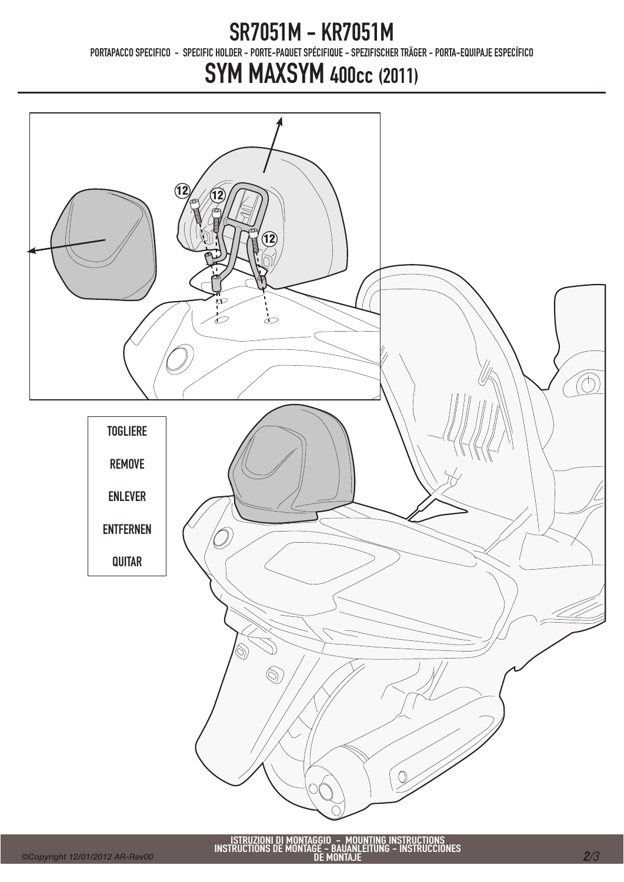# SR7051M - KR7051M

PORTAPACCO SPECIFICO - SPECIFIC HOLDER - PORTE-PAQUET SPÉCIFIQUE - SPEZIFISCHER TRÄGER - PORTA-EQUIPAJE ESPECÍFICO

# SYM MAXSYM 400cc (2011)

12

12

12

TOGLIERE

REMOVE

ENLEVER

ENTFERNEN

QUITAR

ISTRUZIONI DI MONTAGGIO - MOUNTING INSTRUCTIONS
INSTRUCTIONS DE MONTAGE - BAUANLEITUNG - INSTRUCCIONES DE MONTAJE

©Copyright 12/01/2012 AR-Rev00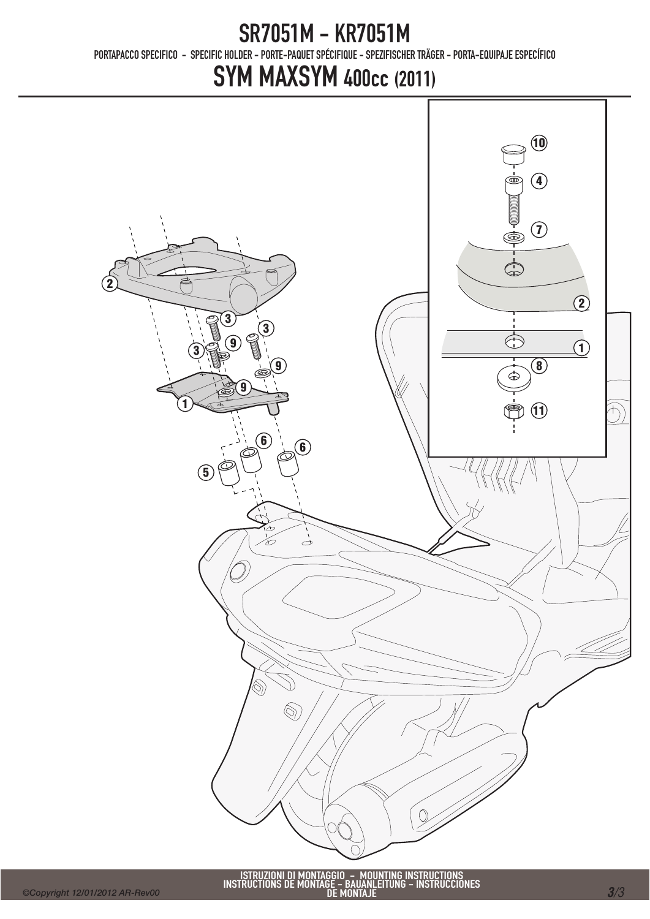# SR7051M - KR7051M

PORTAPACCO SPECIFICO - SPECIFIC HOLDER - PORTE-PAQUET SPÉCIFIQUE - SPEZIFISCHER TRÄGER - PORTA-EQUIPAJE ESPECÍFICO

# SYM MAXSYM 400cc (2011)

10
4
7
2
1
8
11
2
3
3
3
9
9
9
1
6
6
5

ISTRUZIONI DI MONTAGGIO - MOUNTING INSTRUCTIONS
INSTRUCTIONS DE MONTAGE - BAUANLEITUNG - INSTRUCCIONES DE MONTAJE

©Copyright 12/01/2012 AR-Rev00